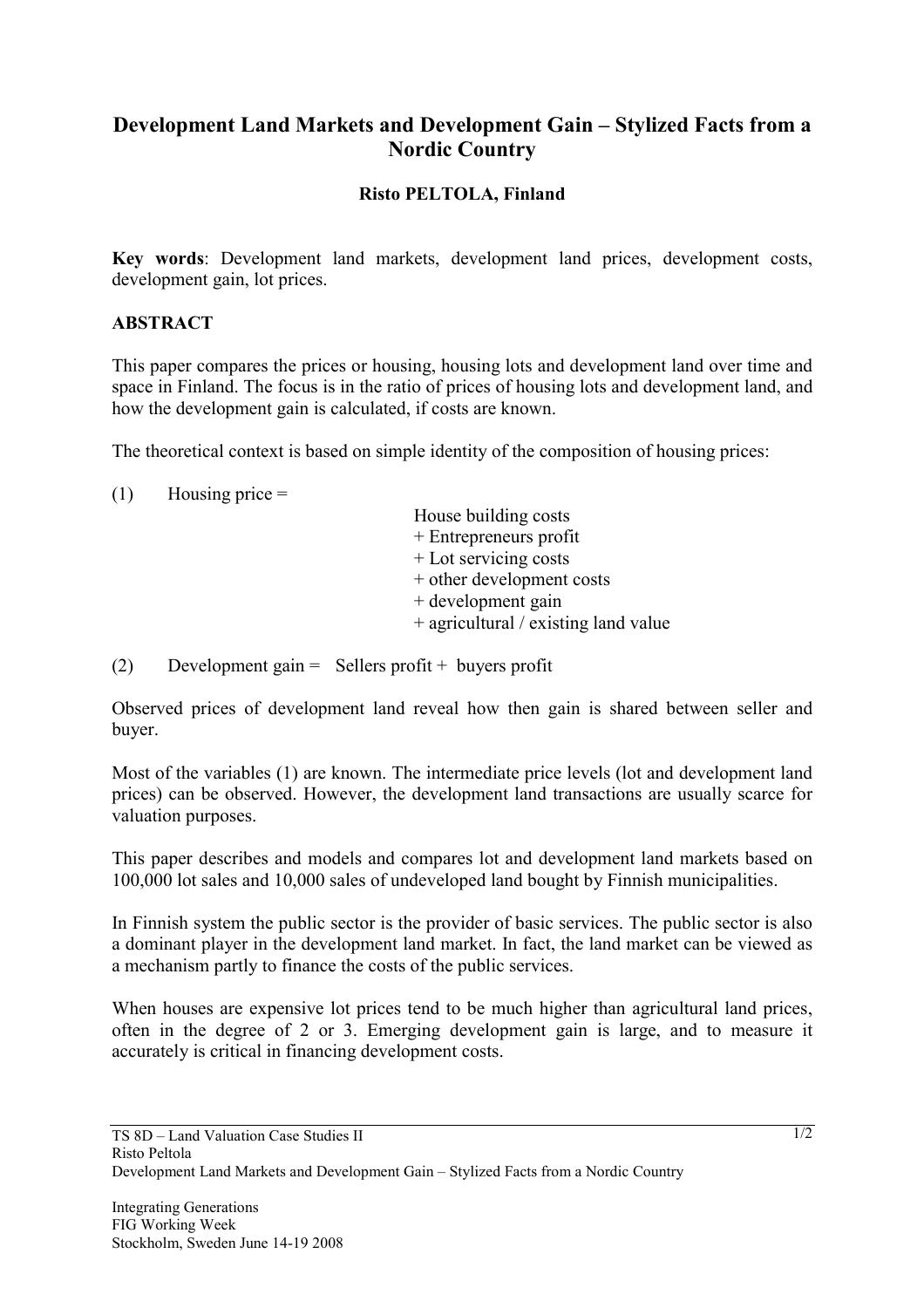# Development Land Markets and Development Gain – Stylized Facts from a Nordic Country

**Risto PELTOLA, Finland**

**Key words**: Development land markets, development land prices, development costs, development gain, lot prices.

## ABSTRACT

This paper compares the prices or housing, housing lots and development land over time and space in Finland. The focus is in the ratio of prices of housing lots and development land, and how the development gain is calculated, if costs are known.

The theoretical context is based on simple identity of the composition of housing prices:

(1) Housing price =

House building costs
\+ Entrepreneurs profit
\+ Lot servicing costs
\+ other development costs
\+ development gain
\+ agricultural / existing land value

(2) Development gain = Sellers profit + buyers profit

Observed prices of development land reveal how then gain is shared between seller and buyer.

Most of the variables (1) are known. The intermediate price levels (lot and development land prices) can be observed. However, the development land transactions are usually scarce for valuation purposes.

This paper describes and models and compares lot and development land markets based on 100,000 lot sales and 10,000 sales of undeveloped land bought by Finnish municipalities.

In Finnish system the public sector is the provider of basic services. The public sector is also a dominant player in the development land market. In fact, the land market can be viewed as a mechanism partly to finance the costs of the public services.

When houses are expensive lot prices tend to be much higher than agricultural land prices, often in the degree of 2 or 3. Emerging development gain is large, and to measure it accurately is critical in financing development costs.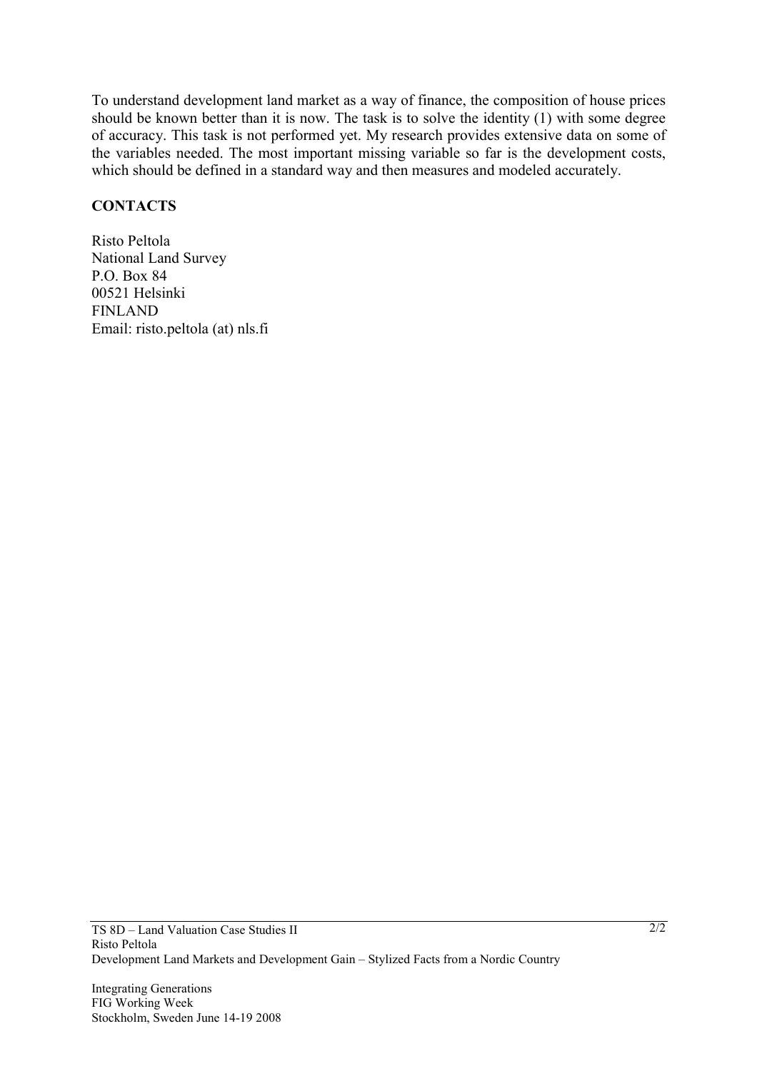To understand development land market as a way of finance, the composition of house prices should be known better than it is now. The task is to solve the identity (1) with some degree of accuracy. This task is not performed yet. My research provides extensive data on some of the variables needed. The most important missing variable so far is the development costs, which should be defined in a standard way and then measures and modeled accurately.

## CONTACTS

Risto Peltola
National Land Survey
P.O. Box 84
00521 Helsinki
FINLAND
Email: risto.peltola (at) nls.fi